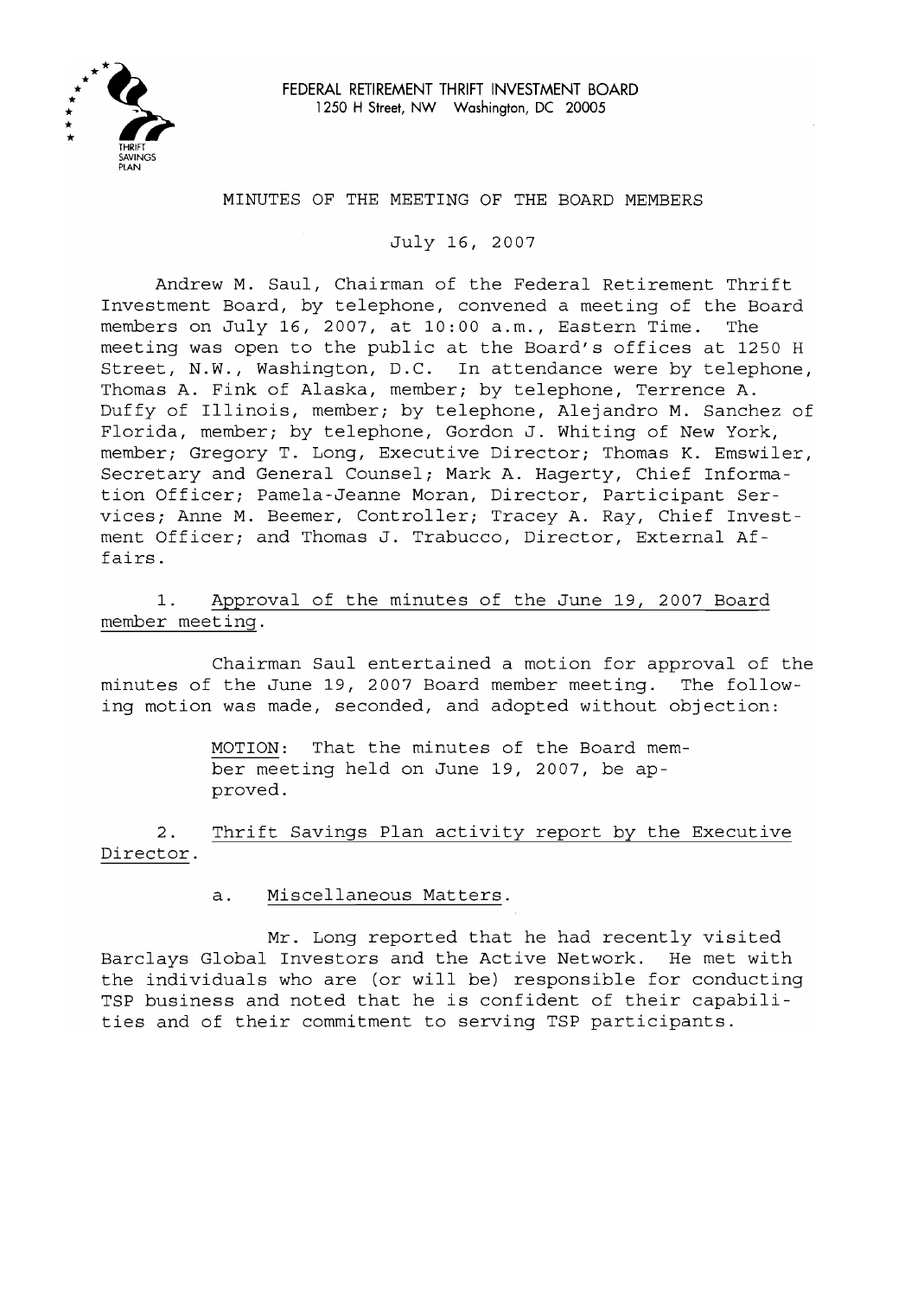FEDERAL RETIREMENT THRIFT INVESTMENT BOARD
1250 H Street, NW Washington, DC 20005

# MINUTES OF THE MEETING OF THE BOARD MEMBERS

July 16, 2007

Andrew M. Saul, Chairman of the Federal Retirement Thrift Investment Board, by telephone, convened a meeting of the Board members on July 16, 2007, at 10:00 a.m., Eastern Time. The meeting was open to the public at the Board's offices at 1250 H Street, N.W., Washington, D.C. In attendance were by telephone, Thomas A. Fink of Alaska, member; by telephone, Terrence A. Duffy of Illinois, member; by telephone, Alejandro M. Sanchez of Florida, member; by telephone, Gordon J. Whiting of New York, member; Gregory T. Long, Executive Director; Thomas K. Emswiler, Secretary and General Counsel; Mark A. Hagerty, Chief Information Officer; Pamela-Jeanne Moran, Director, Participant Services; Anne M. Beemer, Controller; Tracey A. Ray, Chief Investment Officer; and Thomas J. Trabucco, Director, External Affairs.

1. Approval of the minutes of the June 19, 2007 Board member meeting.

Chairman Saul entertained a motion for approval of the minutes of the June 19, 2007 Board member meeting. The following motion was made, seconded, and adopted without objection:

> MOTION: That the minutes of the Board member meeting held on June 19, 2007, be approved.

2. Thrift Savings Plan activity report by the Executive Director.

a. Miscellaneous Matters.

Mr. Long reported that he had recently visited Barclays Global Investors and the Active Network. He met with the individuals who are (or will be) responsible for conducting TSP business and noted that he is confident of their capabilities and of their commitment to serving TSP participants.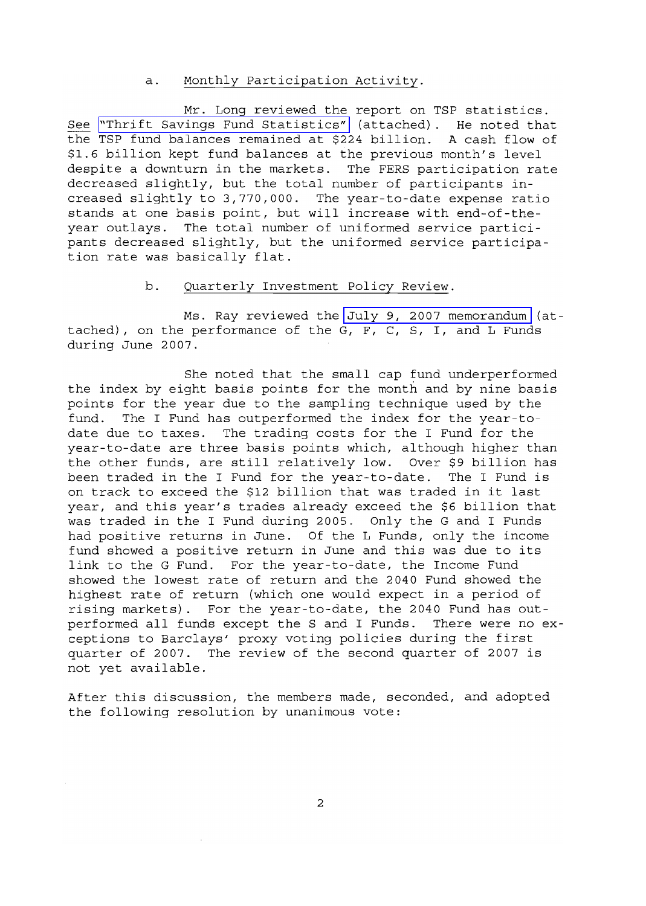a. Monthly Participation Activity.

Mr. Long reviewed the report on TSP statistics. See "Thrift Savings Fund Statistics" (attached). He noted that the TSP fund balances remained at $224 billion. A cash flow of $1.6 billion kept fund balances at the previous month's level despite a downturn in the markets. The FERS participation rate decreased slightly, but the total number of participants increased slightly to 3,770,000. The year-to-date expense ratio stands at one basis point, but will increase with end-of-the-year outlays. The total number of uniformed service participants decreased slightly, but the uniformed service participation rate was basically flat.

b. Quarterly Investment Policy Review.

Ms. Ray reviewed the July 9, 2007 memorandum (attached), on the performance of the G, F, C, S, I, and L Funds during June 2007.

She noted that the small cap fund underperformed the index by eight basis points for the month and by nine basis points for the year due to the sampling technique used by the fund. The I Fund has outperformed the index for the year-to-date due to taxes. The trading costs for the I Fund for the year-to-date are three basis points which, although higher than the other funds, are still relatively low. Over $9 billion has been traded in the I Fund for the year-to-date. The I Fund is on track to exceed the $12 billion that was traded in it last year, and this year's trades already exceed the $6 billion that was traded in the I Fund during 2005. Only the G and I Funds had positive returns in June. Of the L Funds, only the income fund showed a positive return in June and this was due to its link to the G Fund. For the year-to-date, the Income Fund showed the lowest rate of return and the 2040 Fund showed the highest rate of return (which one would expect in a period of rising markets). For the year-to-date, the 2040 Fund has outperformed all funds except the S and I Funds. There were no exceptions to Barclays' proxy voting policies during the first quarter of 2007. The review of the second quarter of 2007 is not yet available.

After this discussion, the members made, seconded, and adopted the following resolution by unanimous vote: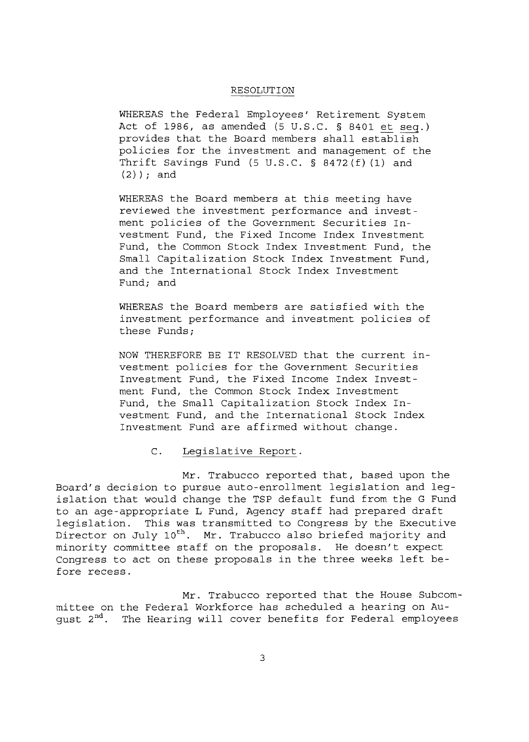RESOLUTION

WHEREAS the Federal Employees' Retirement System Act of 1986, as amended (5 U.S.C. § 8401 et seq.) provides that the Board members shall establish policies for the investment and management of the Thrift Savings Fund (5 U.S.C. § 8472(f)(1) and (2)); and

WHEREAS the Board members at this meeting have reviewed the investment performance and investment policies of the Government Securities Investment Fund, the Fixed Income Index Investment Fund, the Common Stock Index Investment Fund, the Small Capitalization Stock Index Investment Fund, and the International Stock Index Investment Fund; and

WHEREAS the Board members are satisfied with the investment performance and investment policies of these Funds;

NOW THEREFORE BE IT RESOLVED that the current investment policies for the Government Securities Investment Fund, the Fixed Income Index Investment Fund, the Common Stock Index Investment Fund, the Small Capitalization Stock Index Investment Fund, and the International Stock Index Investment Fund are affirmed without change.

C. Legislative Report.

Mr. Trabucco reported that, based upon the Board's decision to pursue auto-enrollment legislation and legislation that would change the TSP default fund from the G Fund to an age-appropriate L Fund, Agency staff had prepared draft legislation. This was transmitted to Congress by the Executive Director on July 10th. Mr. Trabucco also briefed majority and minority committee staff on the proposals. He doesn't expect Congress to act on these proposals in the three weeks left before recess.

Mr. Trabucco reported that the House Subcommittee on the Federal Workforce has scheduled a hearing on August 2nd. The Hearing will cover benefits for Federal employees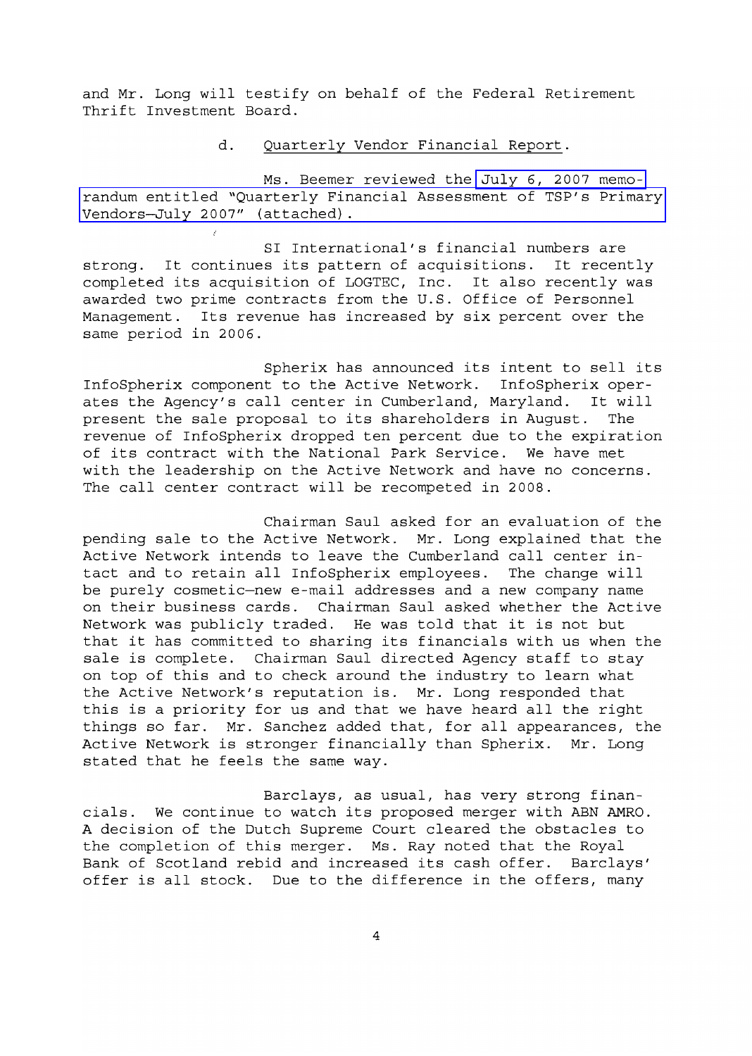and Mr. Long will testify on behalf of the Federal Retirement Thrift Investment Board.

d. Quarterly Vendor Financial Report.

Ms. Beemer reviewed the July 6, 2007 memorandum entitled "Quarterly Financial Assessment of TSP's Primary Vendors—July 2007" (attached).

SI International's financial numbers are strong. It continues its pattern of acquisitions. It recently completed its acquisition of LOGTEC, Inc. It also recently was awarded two prime contracts from the U.S. Office of Personnel Management. Its revenue has increased by six percent over the same period in 2006.

Spherix has announced its intent to sell its InfoSpherix component to the Active Network. InfoSpherix operates the Agency's call center in Cumberland, Maryland. It will present the sale proposal to its shareholders in August. The revenue of InfoSpherix dropped ten percent due to the expiration of its contract with the National Park Service. We have met with the leadership on the Active Network and have no concerns. The call center contract will be recompeted in 2008.

Chairman Saul asked for an evaluation of the pending sale to the Active Network. Mr. Long explained that the Active Network intends to leave the Cumberland call center intact and to retain all InfoSpherix employees. The change will be purely cosmetic—new e-mail addresses and a new company name on their business cards. Chairman Saul asked whether the Active Network was publicly traded. He was told that it is not but that it has committed to sharing its financials with us when the sale is complete. Chairman Saul directed Agency staff to stay on top of this and to check around the industry to learn what the Active Network's reputation is. Mr. Long responded that this is a priority for us and that we have heard all the right things so far. Mr. Sanchez added that, for all appearances, the Active Network is stronger financially than Spherix. Mr. Long stated that he feels the same way.

Barclays, as usual, has very strong financials. We continue to watch its proposed merger with ABN AMRO. A decision of the Dutch Supreme Court cleared the obstacles to the completion of this merger. Ms. Ray noted that the Royal Bank of Scotland rebid and increased its cash offer. Barclays' offer is all stock. Due to the difference in the offers, many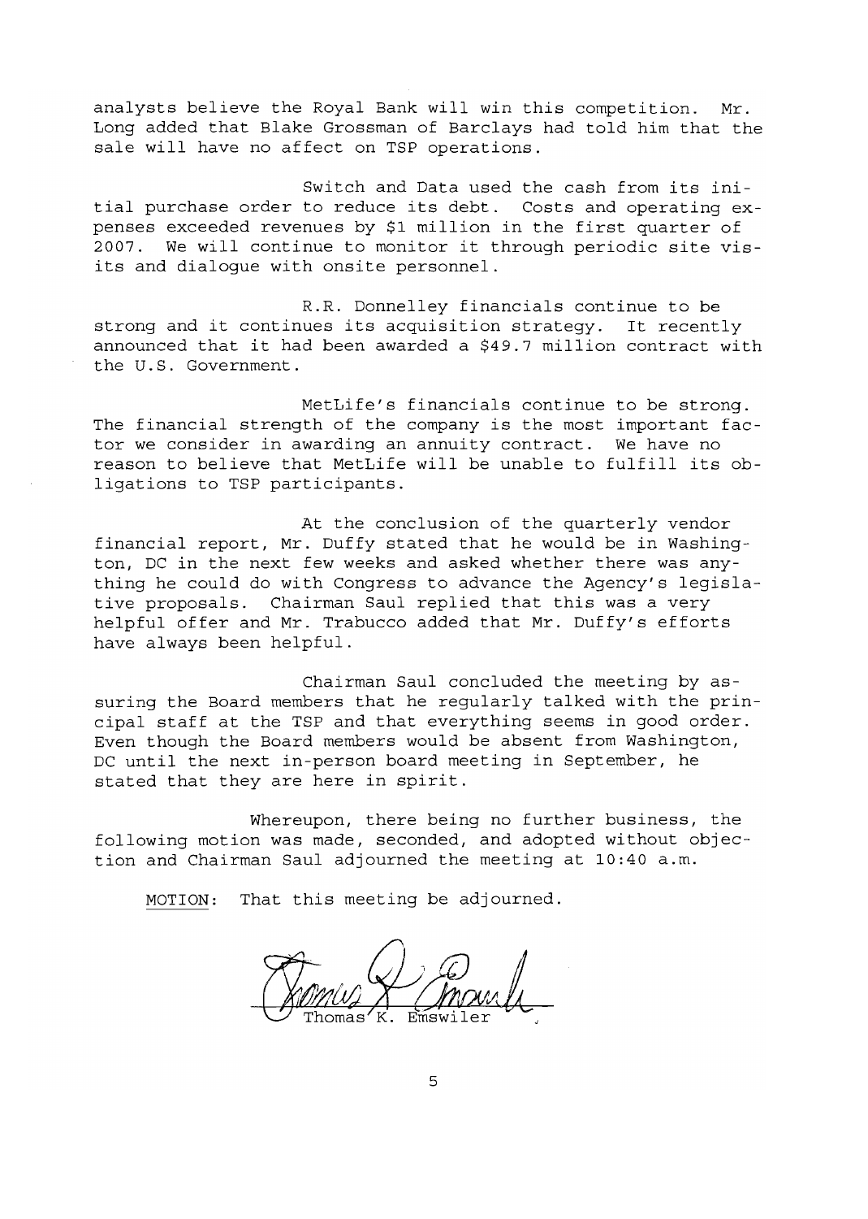analysts believe the Royal Bank will win this competition. Mr. Long added that Blake Grossman of Barclays had told him that the sale will have no affect on TSP operations.

Switch and Data used the cash from its initial purchase order to reduce its debt. Costs and operating expenses exceeded revenues by $1 million in the first quarter of 2007. We will continue to monitor it through periodic site visits and dialogue with onsite personnel.

R.R. Donnelley financials continue to be strong and it continues its acquisition strategy. It recently announced that it had been awarded a $49.7 million contract with the U.S. Government.

MetLife's financials continue to be strong. The financial strength of the company is the most important factor we consider in awarding an annuity contract. We have no reason to believe that MetLife will be unable to fulfill its obligations to TSP participants.

At the conclusion of the quarterly vendor financial report, Mr. Duffy stated that he would be in Washington, DC in the next few weeks and asked whether there was anything he could do with Congress to advance the Agency's legislative proposals. Chairman Saul replied that this was a very helpful offer and Mr. Trabucco added that Mr. Duffy's efforts have always been helpful.

Chairman Saul concluded the meeting by assuring the Board members that he regularly talked with the principal staff at the TSP and that everything seems in good order. Even though the Board members would be absent from Washington, DC until the next in-person board meeting in September, he stated that they are here in spirit.

Whereupon, there being no further business, the following motion was made, seconded, and adopted without objection and Chairman Saul adjourned the meeting at 10:40 a.m.

MOTION: That this meeting be adjourned.

Thomas K. Emswiler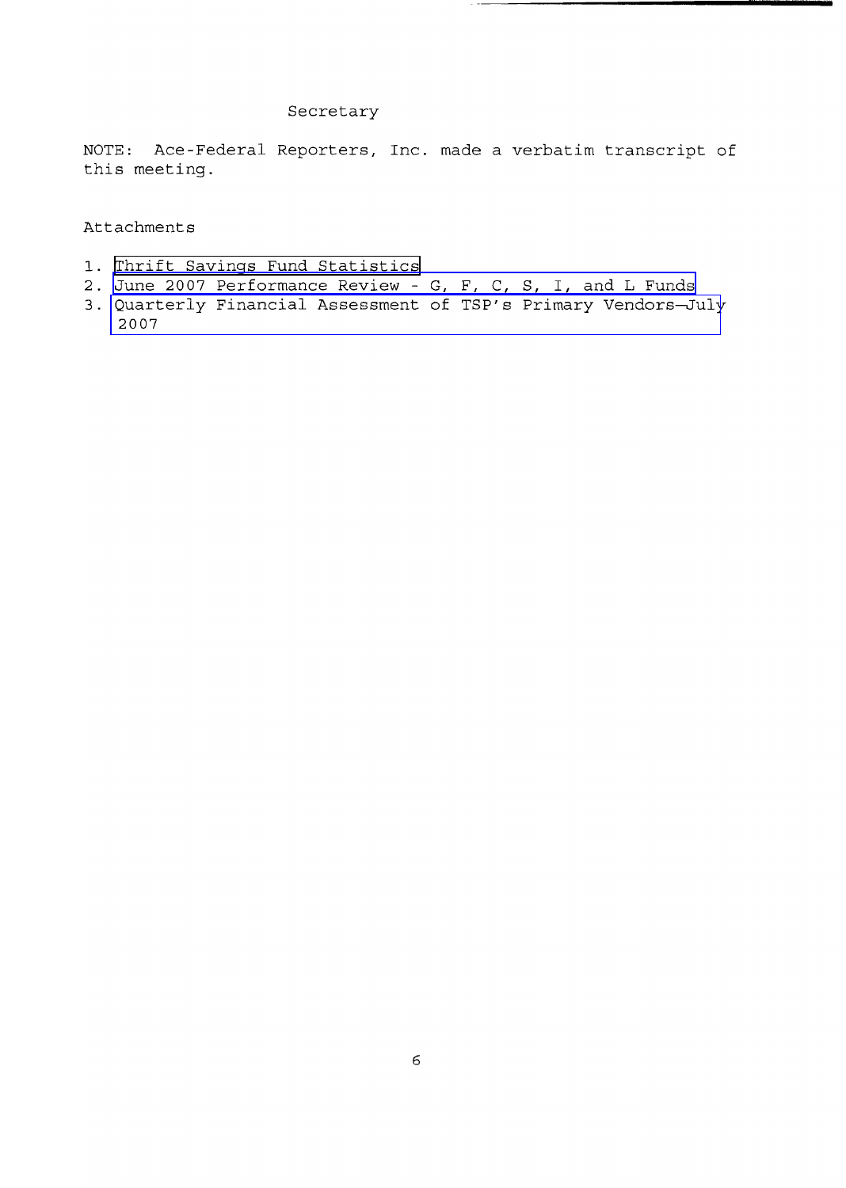Secretary

NOTE: Ace-Federal Reporters, Inc. made a verbatim transcript of this meeting.

Attachments

1. Thrift Savings Fund Statistics
2. June 2007 Performance Review - G, F, C, S, I, and L Funds
3. Quarterly Financial Assessment of TSP's Primary Vendors—July 2007